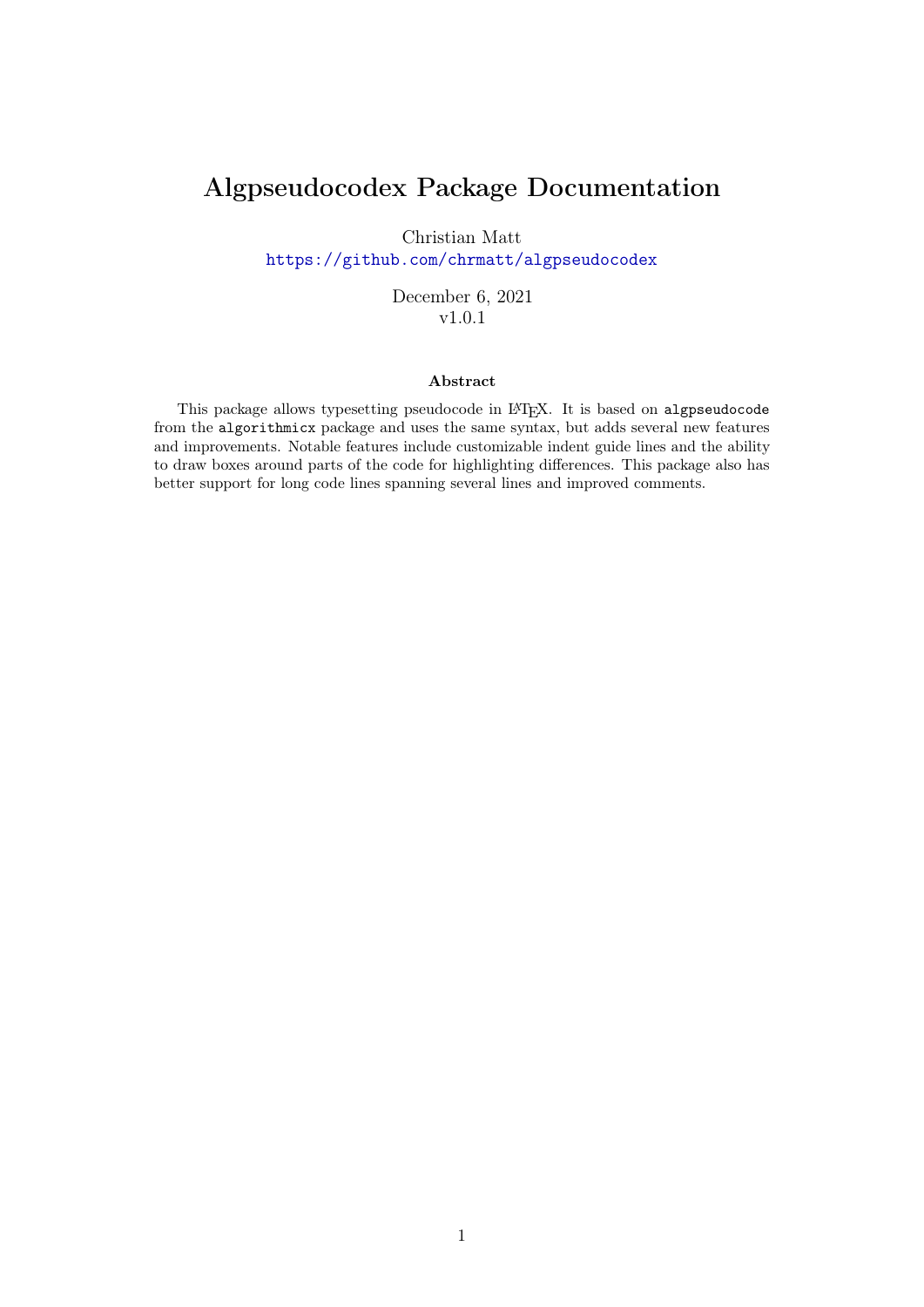# Algpseudocodex Package Documentation

Christian Matt
https://github.com/chrmatt/algpseudocodex

December 6, 2021
v1.0.1

### Abstract

This package allows typesetting pseudocode in LaTeX. It is based on `algpseudocode` from the `algorithmicx` package and uses the same syntax, but adds several new features and improvements. Notable features include customizable indent guide lines and the ability to draw boxes around parts of the code for highlighting differences. This package also has better support for long code lines spanning several lines and improved comments.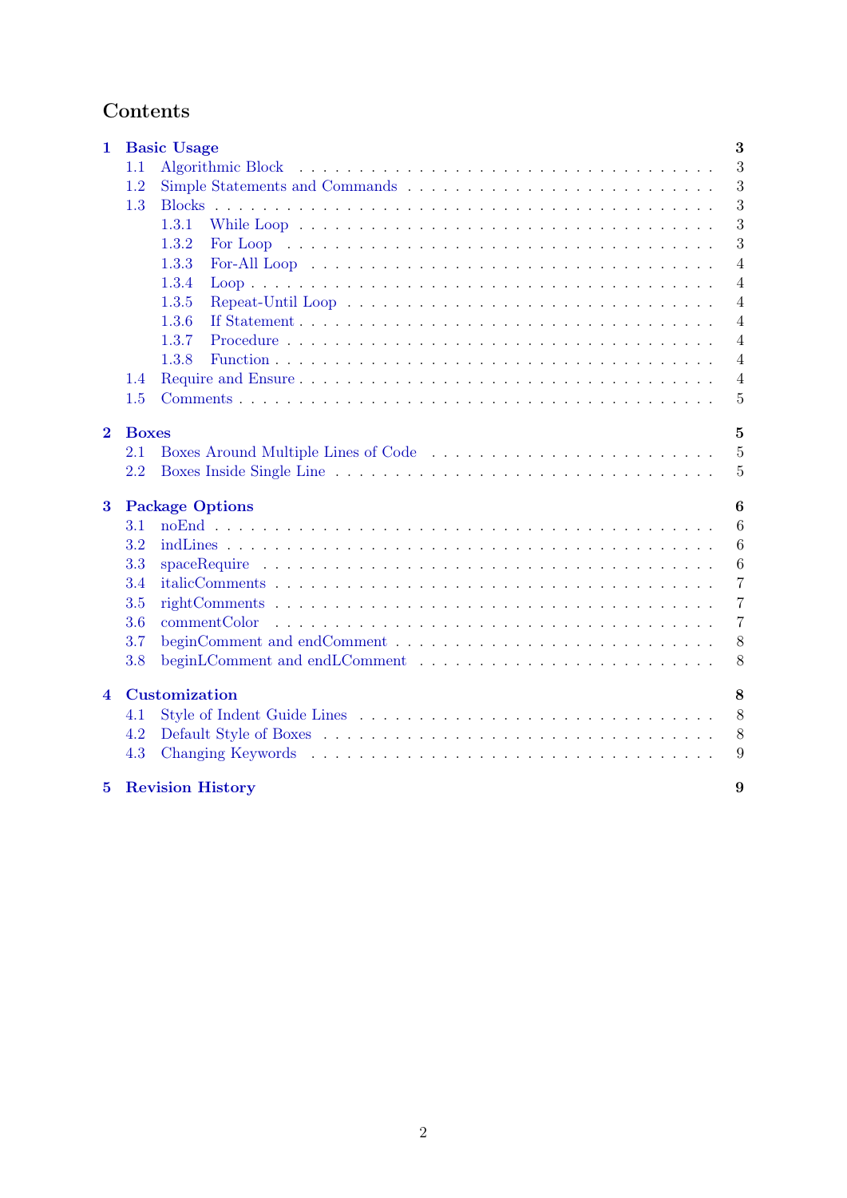# Contents

- **1 Basic Usage** — 3
  - 1.1 Algorithmic Block — 3
  - 1.2 Simple Statements and Commands — 3
  - 1.3 Blocks — 3
    - 1.3.1 While Loop — 3
    - 1.3.2 For Loop — 3
    - 1.3.3 For-All Loop — 4
    - 1.3.4 Loop — 4
    - 1.3.5 Repeat-Until Loop — 4
    - 1.3.6 If Statement — 4
    - 1.3.7 Procedure — 4
    - 1.3.8 Function — 4
  - 1.4 Require and Ensure — 4
  - 1.5 Comments — 5
- **2 Boxes** — 5
  - 2.1 Boxes Around Multiple Lines of Code — 5
  - 2.2 Boxes Inside Single Line — 5
- **3 Package Options** — 6
  - 3.1 noEnd — 6
  - 3.2 indLines — 6
  - 3.3 spaceRequire — 6
  - 3.4 italicComments — 7
  - 3.5 rightComments — 7
  - 3.6 commentColor — 7
  - 3.7 beginComment and endComment — 8
  - 3.8 beginLComment and endLComment — 8
- **4 Customization** — 8
  - 4.1 Style of Indent Guide Lines — 8
  - 4.2 Default Style of Boxes — 8
  - 4.3 Changing Keywords — 9
- **5 Revision History** — 9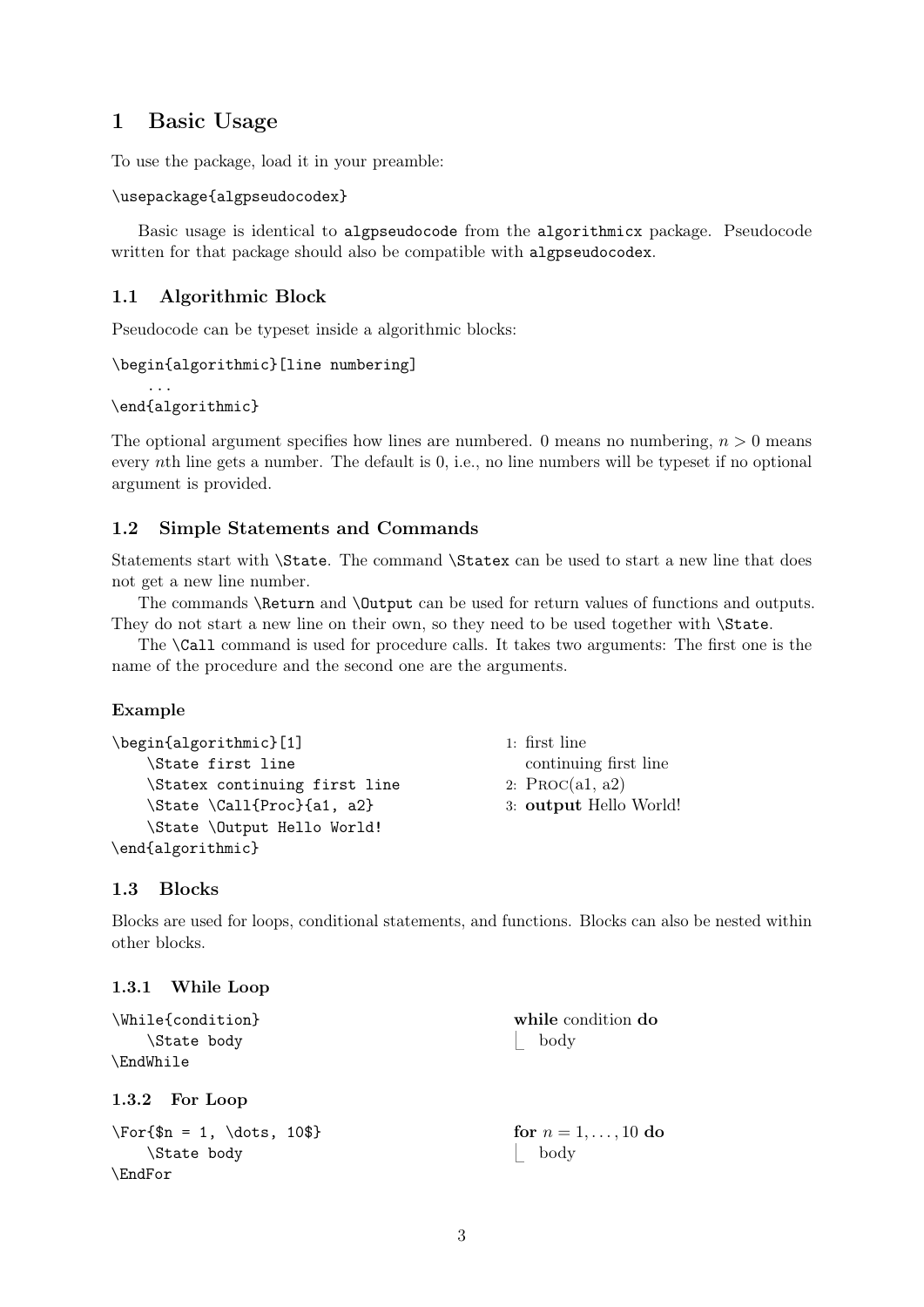# 1 Basic Usage

To use the package, load it in your preamble:

```
\usepackage{algpseudocodex}
```

Basic usage is identical to `algpseudocode` from the `algorithmicx` package. Pseudocode written for that package should also be compatible with `algpseudocodex`.

## 1.1 Algorithmic Block

Pseudocode can be typeset inside a algorithmic blocks:

```
\begin{algorithmic}[line numbering]
    ...
\end{algorithmic}
```

The optional argument specifies how lines are numbered. 0 means no numbering, $n > 0$ means every $n$th line gets a number. The default is 0, i.e., no line numbers will be typeset if no optional argument is provided.

## 1.2 Simple Statements and Commands

Statements start with `\State`. The command `\Statex` can be used to start a new line that does not get a new line number.

The commands `\Return` and `\Output` can be used for return values of functions and outputs. They do not start a new line on their own, so they need to be used together with `\State`.

The `\Call` command is used for procedure calls. It takes two arguments: The first one is the name of the procedure and the second one are the arguments.

#### Example

```
\begin{algorithmic}[1]
    \State first line
    \Statex continuing first line
    \State \Call{Proc}{a1, a2}
    \State \Output Hello World!
\end{algorithmic}
```

1: first line
   continuing first line
2: Proc(a1, a2)
3: **output** Hello World!

## 1.3 Blocks

Blocks are used for loops, conditional statements, and functions. Blocks can also be nested within other blocks.

### 1.3.1 While Loop

```
\While{condition}
    \State body
\EndWhile
```

**while** condition **do**
    body

### 1.3.2 For Loop

```
\For{$n = 1, \dots, 10$}
    \State body
\EndFor
```

**for** $n = 1, \dots, 10$ **do**
    body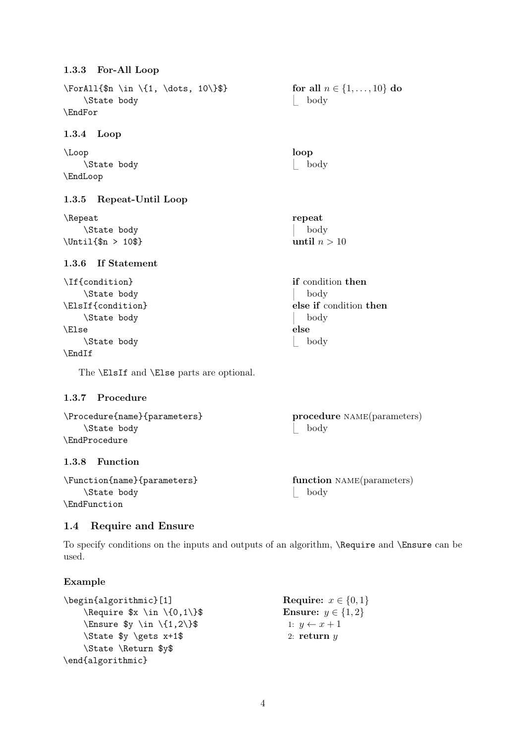### 1.3.3 For-All Loop

```
\ForAll{$n \in \{1, \dots, 10\}$}
    \State body
\EndFor
```

**for all** $n \in \{1, \dots, 10\}$ **do**
  body

### 1.3.4 Loop

```
\Loop
    \State body
\EndLoop
```

**loop**
  body

### 1.3.5 Repeat-Until Loop

```
\Repeat
    \State body
\Until{$n > 10$}
```

**repeat**
  body
**until** $n > 10$

### 1.3.6 If Statement

```
\If{condition}
    \State body
\ElsIf{condition}
    \State body
\Else
    \State body
\EndIf
```

**if** condition **then**
  body
**else if** condition **then**
  body
**else**
  body

The \ElsIf and \Else parts are optional.

### 1.3.7 Procedure

```
\Procedure{name}{parameters}
    \State body
\EndProcedure
```

**procedure** NAME(parameters)
  body

### 1.3.8 Function

```
\Function{name}{parameters}
    \State body
\EndFunction
```

**function** NAME(parameters)
  body

## 1.4 Require and Ensure

To specify conditions on the inputs and outputs of an algorithm, \Require and \Ensure can be used.

### Example

```
\begin{algorithmic}[1]
    \Require $x \in \{0,1\}$
    \Ensure $y \in \{1,2\}$
    \State $y \gets x+1$
    \State \Return $y$
\end{algorithmic}
```

**Require:** $x \in \{0, 1\}$
**Ensure:** $y \in \{1, 2\}$
1: $y \leftarrow x + 1$
2: **return** $y$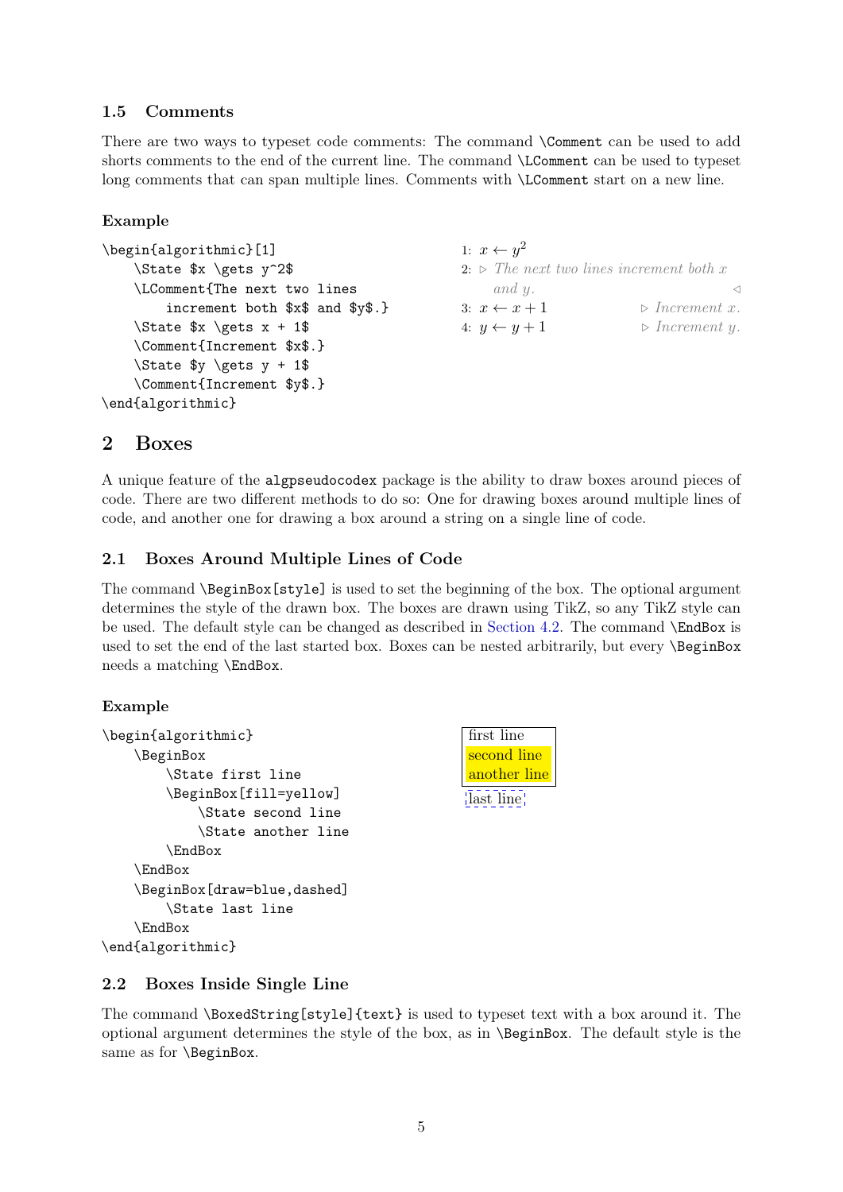### 1.5 Comments

There are two ways to typeset code comments: The command `\Comment` can be used to add shorts comments to the end of the current line. The command `\LComment` can be used to typeset long comments that can span multiple lines. Comments with `\LComment` start on a new line.

#### Example

```
\begin{algorithmic}[1]
    \State $x \gets y^2$
    \LComment{The next two lines
        increment both $x$ and $y$.}
    \State $x \gets x + 1$
    \Comment{Increment $x$.}
    \State $y \gets y + 1$
    \Comment{Increment $y$.}
\end{algorithmic}
```

1: $x \leftarrow y^2$
2: ▷ *The next two lines increment both $x$ and $y$.* ◁
3: $x \leftarrow x + 1$ ▷ *Increment $x$.*
4: $y \leftarrow y + 1$ ▷ *Increment $y$.*

## 2 Boxes

A unique feature of the `algpseudocodex` package is the ability to draw boxes around pieces of code. There are two different methods to do so: One for drawing boxes around multiple lines of code, and another one for drawing a box around a string on a single line of code.

### 2.1 Boxes Around Multiple Lines of Code

The command `\BeginBox[style]` is used to set the beginning of the box. The optional argument determines the style of the drawn box. The boxes are drawn using TikZ, so any TikZ style can be used. The default style can be changed as described in Section 4.2. The command `\EndBox` is used to set the end of the last started box. Boxes can be nested arbitrarily, but every `\BeginBox` needs a matching `\EndBox`.

#### Example

```
\begin{algorithmic}
    \BeginBox
        \State first line
        \BeginBox[fill=yellow]
            \State second line
            \State another line
        \EndBox
    \EndBox
    \BeginBox[draw=blue,dashed]
        \State last line
    \EndBox
\end{algorithmic}
```

first line
second line
another line
last line

### 2.2 Boxes Inside Single Line

The command `\BoxedString[style]{text}` is used to typeset text with a box around it. The optional argument determines the style of the box, as in `\BeginBox`. The default style is the same as for `\BeginBox`.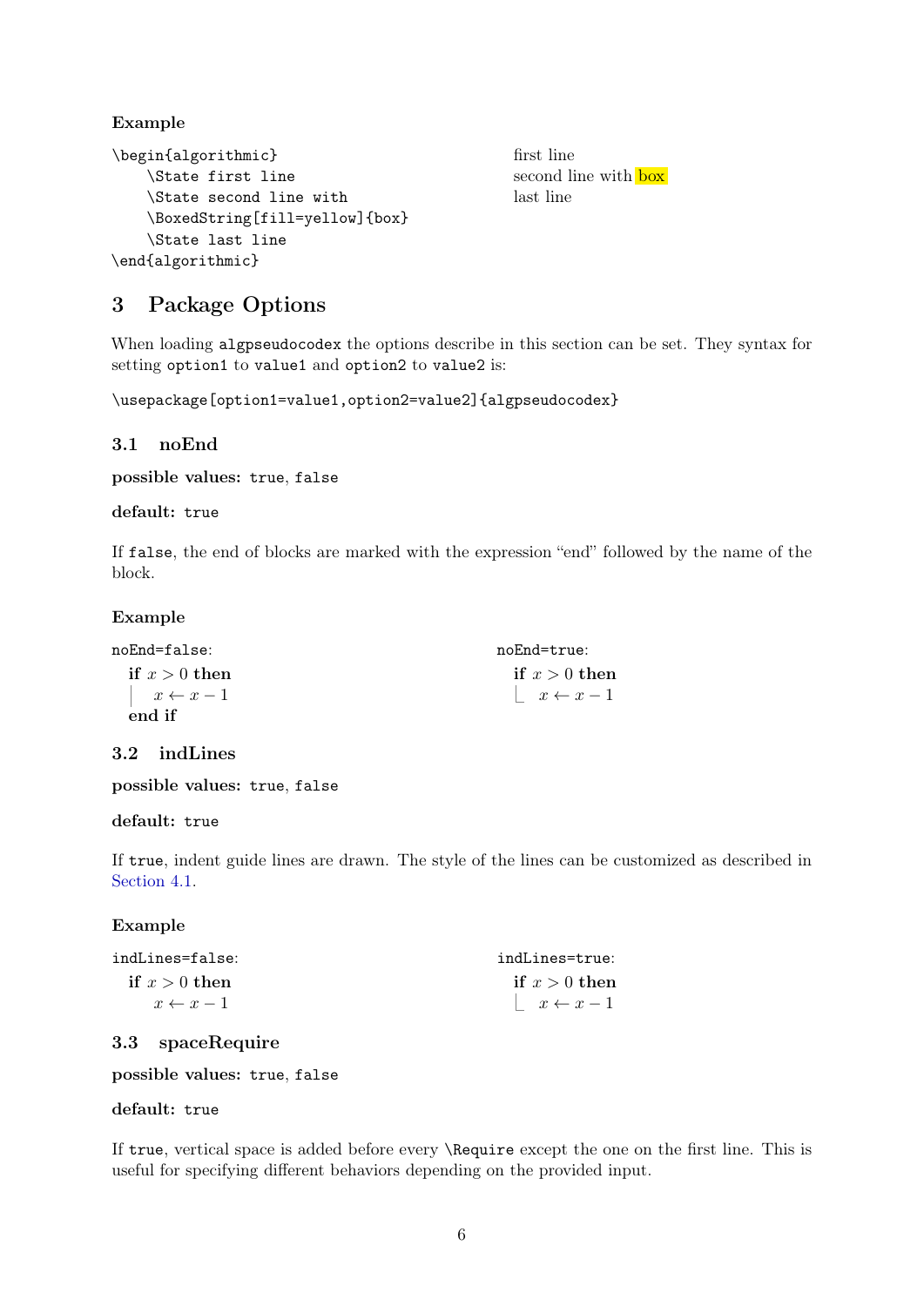#### Example

```
\begin{algorithmic}
    \State first line
    \State second line with
    \BoxedString[fill=yellow]{box}
    \State last line
\end{algorithmic}
```

first line
second line with box
last line

## 3 Package Options

When loading `algpseudocodex` the options describe in this section can be set. They syntax for setting `option1` to `value1` and `option2` to `value2` is:

```
\usepackage[option1=value1,option2=value2]{algpseudocodex}
```

### 3.1 noEnd

**possible values:** `true`, `false`

**default:** `true`

If `false`, the end of blocks are marked with the expression "end" followed by the name of the block.

#### Example

`noEnd=false`:

**if** $x > 0$ **then**
  $x \leftarrow x - 1$
**end if**

`noEnd=true`:

**if** $x > 0$ **then**
  $x \leftarrow x - 1$

### 3.2 indLines

**possible values:** `true`, `false`

**default:** `true`

If `true`, indent guide lines are drawn. The style of the lines can be customized as described in Section 4.1.

#### Example

`indLines=false`:

**if** $x > 0$ **then**
  $x \leftarrow x - 1$

`indLines=true`:

**if** $x > 0$ **then**
  $x \leftarrow x - 1$

### 3.3 spaceRequire

**possible values:** `true`, `false`

**default:** `true`

If `true`, vertical space is added before every `\Require` except the one on the first line. This is useful for specifying different behaviors depending on the provided input.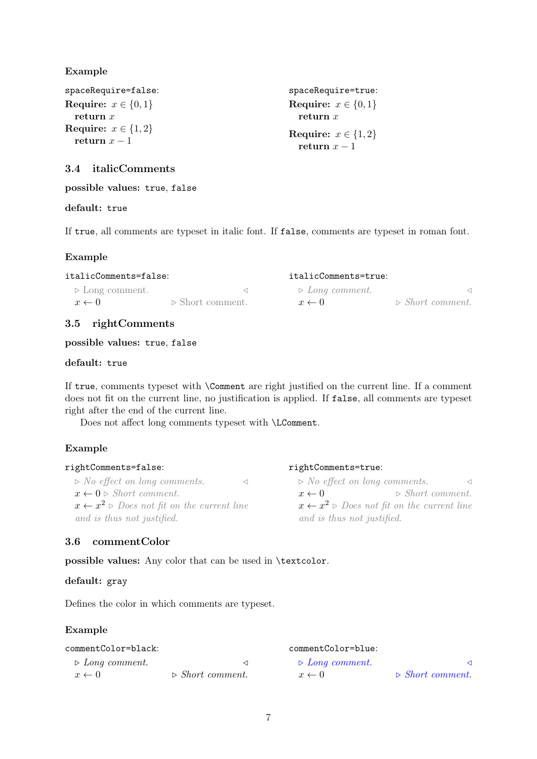**Example**

`spaceRequire=false`:

**Require:** $x \in \{0, 1\}$
  **return** $x$
**Require:** $x \in \{1, 2\}$
  **return** $x - 1$

`spaceRequire=true`:

**Require:** $x \in \{0, 1\}$
  **return** $x$

**Require:** $x \in \{1, 2\}$
  **return** $x - 1$

### 3.4 italicComments

**possible values:** `true`, `false`

**default:** `true`

If `true`, all comments are typeset in italic font. If `false`, comments are typeset in roman font.

**Example**

`italicComments=false`:

▷ Long comment. ◁
$x \leftarrow 0$ ▷ Short comment.

`italicComments=true`:

▷ *Long comment.* ◁
$x \leftarrow 0$ ▷ *Short comment.*

### 3.5 rightComments

**possible values:** `true`, `false`

**default:** `true`

If `true`, comments typeset with `\Comment` are right justified on the current line. If a comment does not fit on the current line, no justification is applied. If `false`, all comments are typeset right after the end of the current line.

Does not affect long comments typeset with `\LComment`.

**Example**

`rightComments=false`:

▷ *No effect on long comments.* ◁
$x \leftarrow 0$ ▷ *Short comment.*
$x \leftarrow x^2$ ▷ *Does not fit on the current line and is thus not justified.*

`rightComments=true`:

▷ *No effect on long comments.* ◁
$x \leftarrow 0$ ▷ *Short comment.*
$x \leftarrow x^2$ ▷ *Does not fit on the current line and is thus not justified.*

### 3.6 commentColor

**possible values:** Any color that can be used in `\textcolor`.

**default:** `gray`

Defines the color in which comments are typeset.

**Example**

`commentColor=black`:

▷ *Long comment.* ◁
$x \leftarrow 0$ ▷ *Short comment.*

`commentColor=blue`:

▷ *Long comment.* ◁
$x \leftarrow 0$ ▷ *Short comment.*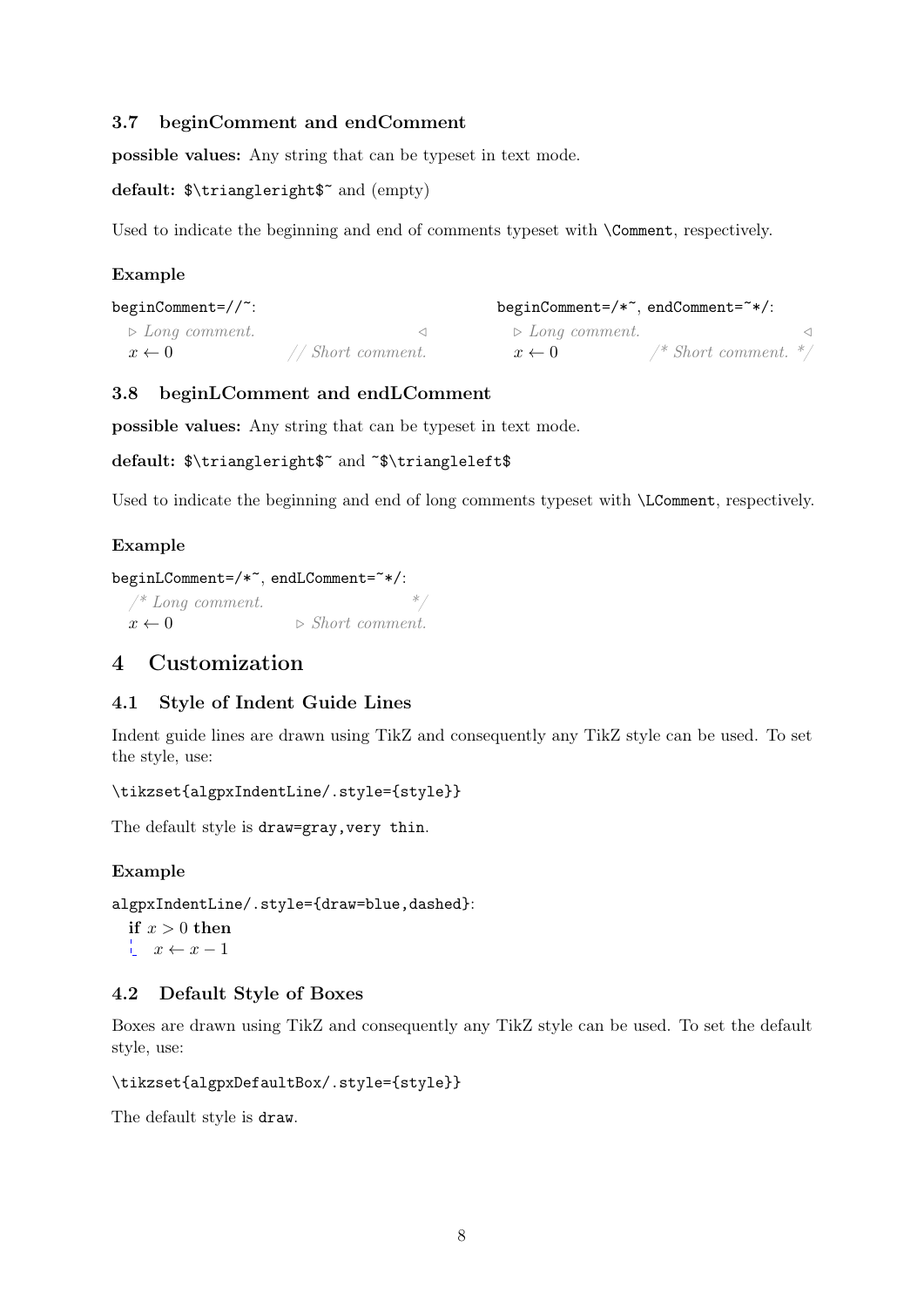### 3.7 beginComment and endComment

**possible values:** Any string that can be typeset in text mode.

**default:** `$\triangleright$~` and (empty)

Used to indicate the beginning and end of comments typeset with `\Comment`, respectively.

#### Example

`beginComment=//~`:

$\triangleright$ *Long comment.* $\triangleleft$
$x \leftarrow 0$ // *Short comment.*

`beginComment=/*~, endComment=~*/`:

$\triangleright$ *Long comment.* $\triangleleft$
$x \leftarrow 0$ /* *Short comment.* */

### 3.8 beginLComment and endLComment

**possible values:** Any string that can be typeset in text mode.

**default:** `$\triangleright$~` and `~$\triangleleft$`

Used to indicate the beginning and end of long comments typeset with `\LComment`, respectively.

#### Example

`beginLComment=/*~, endLComment=~*/`:

/* *Long comment.* */
$x \leftarrow 0$ $\triangleright$ *Short comment.*

## 4 Customization

### 4.1 Style of Indent Guide Lines

Indent guide lines are drawn using TikZ and consequently any TikZ style can be used. To set the style, use:

```
\tikzset{algpxIndentLine/.style={style}}
```

The default style is `draw=gray,very thin`.

#### Example

`algpxIndentLine/.style={draw=blue,dashed}`:

**if** $x > 0$ **then**
  $x \leftarrow x - 1$

### 4.2 Default Style of Boxes

Boxes are drawn using TikZ and consequently any TikZ style can be used. To set the default style, use:

```
\tikzset{algpxDefaultBox/.style={style}}
```

The default style is `draw`.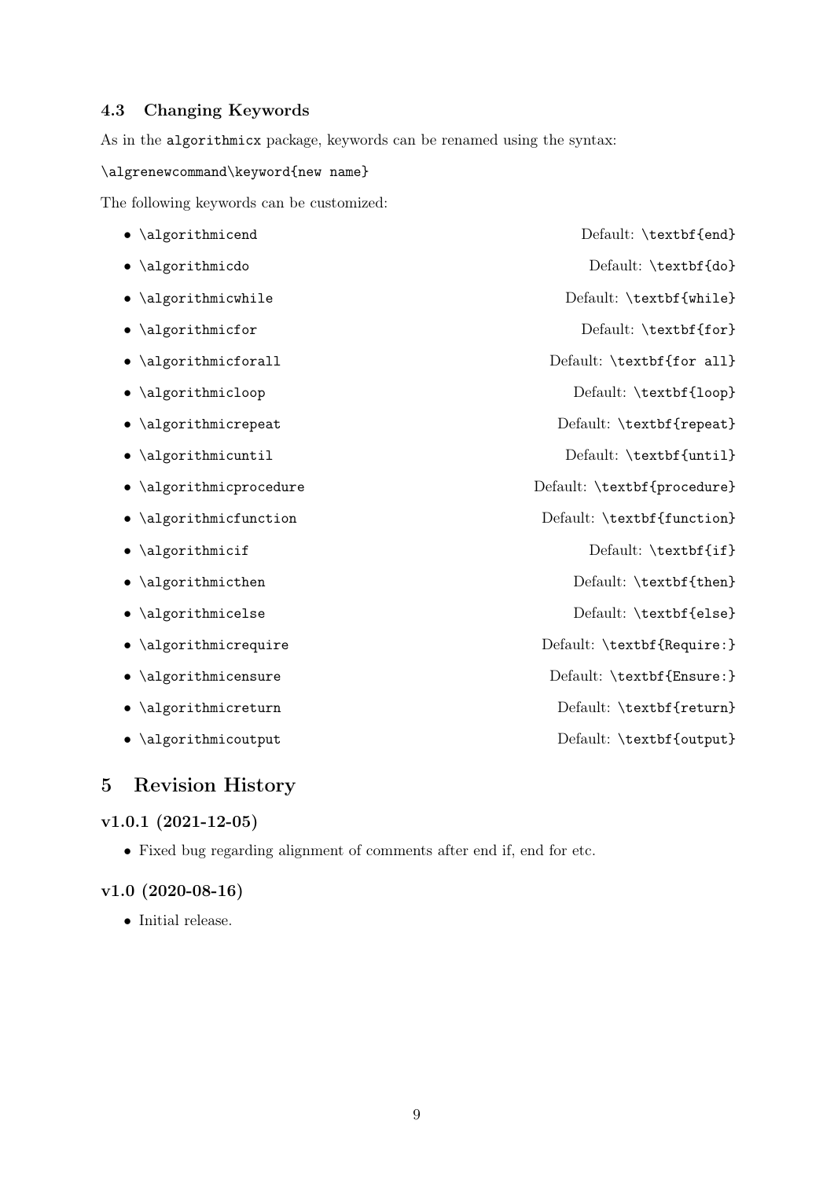### 4.3 Changing Keywords

As in the `algorithmicx` package, keywords can be renamed using the syntax:

`\algrenewcommand\keyword{new name}`

The following keywords can be customized:

- `\algorithmicend` Default: `\textbf{end}`
- `\algorithmicdo` Default: `\textbf{do}`
- `\algorithmicwhile` Default: `\textbf{while}`
- `\algorithmicfor` Default: `\textbf{for}`
- `\algorithmicforall` Default: `\textbf{for all}`
- `\algorithmicloop` Default: `\textbf{loop}`
- `\algorithmicrepeat` Default: `\textbf{repeat}`
- `\algorithmicuntil` Default: `\textbf{until}`
- `\algorithmicprocedure` Default: `\textbf{procedure}`
- `\algorithmicfunction` Default: `\textbf{function}`
- `\algorithmicif` Default: `\textbf{if}`
- `\algorithmicthen` Default: `\textbf{then}`
- `\algorithmicelse` Default: `\textbf{else}`
- `\algorithmicrequire` Default: `\textbf{Require:}`
- `\algorithmicensure` Default: `\textbf{Ensure:}`
- `\algorithmicreturn` Default: `\textbf{return}`
- `\algorithmicoutput` Default: `\textbf{output}`

## 5 Revision History

### v1.0.1 (2021-12-05)

- Fixed bug regarding alignment of comments after end if, end for etc.

### v1.0 (2020-08-16)

- Initial release.